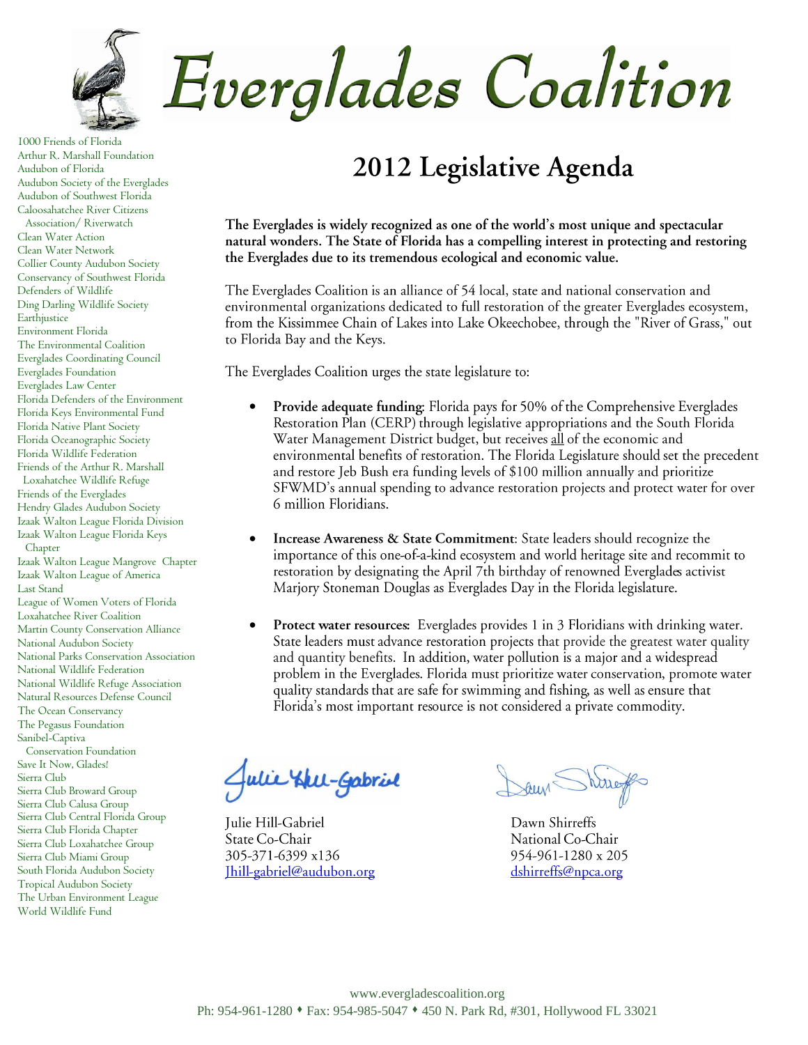# Everglades Coalition

1000 Friends of Florida
Arthur R. Marshall Foundation
Audubon of Florida
Audubon Society of the Everglades
Audubon of Southwest Florida
Caloosahatchee River Citizens Association/ Riverwatch
Clean Water Action
Clean Water Network
Collier County Audubon Society
Conservancy of Southwest Florida
Defenders of Wildlife
Ding Darling Wildlife Society
Earthjustice
Environment Florida
The Environmental Coalition
Everglades Coordinating Council
Everglades Foundation
Everglades Law Center
Florida Defenders of the Environment
Florida Keys Environmental Fund
Florida Native Plant Society
Florida Oceanographic Society
Florida Wildlife Federation
Friends of the Arthur R. Marshall Loxahatchee Wildlife Refuge
Friends of the Everglades
Hendry Glades Audubon Society
Izaak Walton League Florida Division
Izaak Walton League Florida Keys Chapter
Izaak Walton League Mangrove Chapter
Izaak Walton League of America
Last Stand
League of Women Voters of Florida
Loxahatchee River Coalition
Martin County Conservation Alliance
National Audubon Society
National Parks Conservation Association
National Wildlife Federation
National Wildlife Refuge Association
Natural Resources Defense Council
The Ocean Conservancy
The Pegasus Foundation
Sanibel-Captiva Conservation Foundation
Save It Now, Glades!
Sierra Club
Sierra Club Broward Group
Sierra Club Calusa Group
Sierra Club Central Florida Group
Sierra Club Florida Chapter
Sierra Club Loxahatchee Group
Sierra Club Miami Group
South Florida Audubon Society
Tropical Audubon Society
The Urban Environment League
World Wildlife Fund

## 2012 Legislative Agenda

**The Everglades is widely recognized as one of the world's most unique and spectacular natural wonders. The State of Florida has a compelling interest in protecting and restoring the Everglades due to its tremendous ecological and economic value.**

The Everglades Coalition is an alliance of 54 local, state and national conservation and environmental organizations dedicated to full restoration of the greater Everglades ecosystem, from the Kissimmee Chain of Lakes into Lake Okeechobee, through the "River of Grass," out to Florida Bay and the Keys.

The Everglades Coalition urges the state legislature to:

- **Provide adequate funding**: Florida pays for 50% of the Comprehensive Everglades Restoration Plan (CERP) through legislative appropriations and the South Florida Water Management District budget, but receives all of the economic and environmental benefits of restoration. The Florida Legislature should set the precedent and restore Jeb Bush era funding levels of $100 million annually and prioritize SFWMD's annual spending to advance restoration projects and protect water for over 6 million Floridians.

- **Increase Awareness & State Commitment**: State leaders should recognize the importance of this one-of-a-kind ecosystem and world heritage site and recommit to restoration by designating the April 7th birthday of renowned Everglades activist Marjory Stoneman Douglas as Everglades Day in the Florida legislature.

- **Protect water resources:** Everglades provides 1 in 3 Floridians with drinking water. State leaders must advance restoration projects that provide the greatest water quality and quantity benefits. In addition, water pollution is a major and a widespread problem in the Everglades. Florida must prioritize water conservation, promote water quality standards that are safe for swimming and fishing, as well as ensure that Florida's most important resource is not considered a private commodity.

Julie Hill-Gabriel
State Co-Chair
305-371-6399 x136
Jhill-gabriel@audubon.org

Dawn Shirreffs
National Co-Chair
954-961-1280 x 205
dshirreffs@npca.org

www.evergladescoalition.org
Ph: 954-961-1280 ♦ Fax: 954-985-5047 ♦ 450 N. Park Rd, #301, Hollywood FL 33021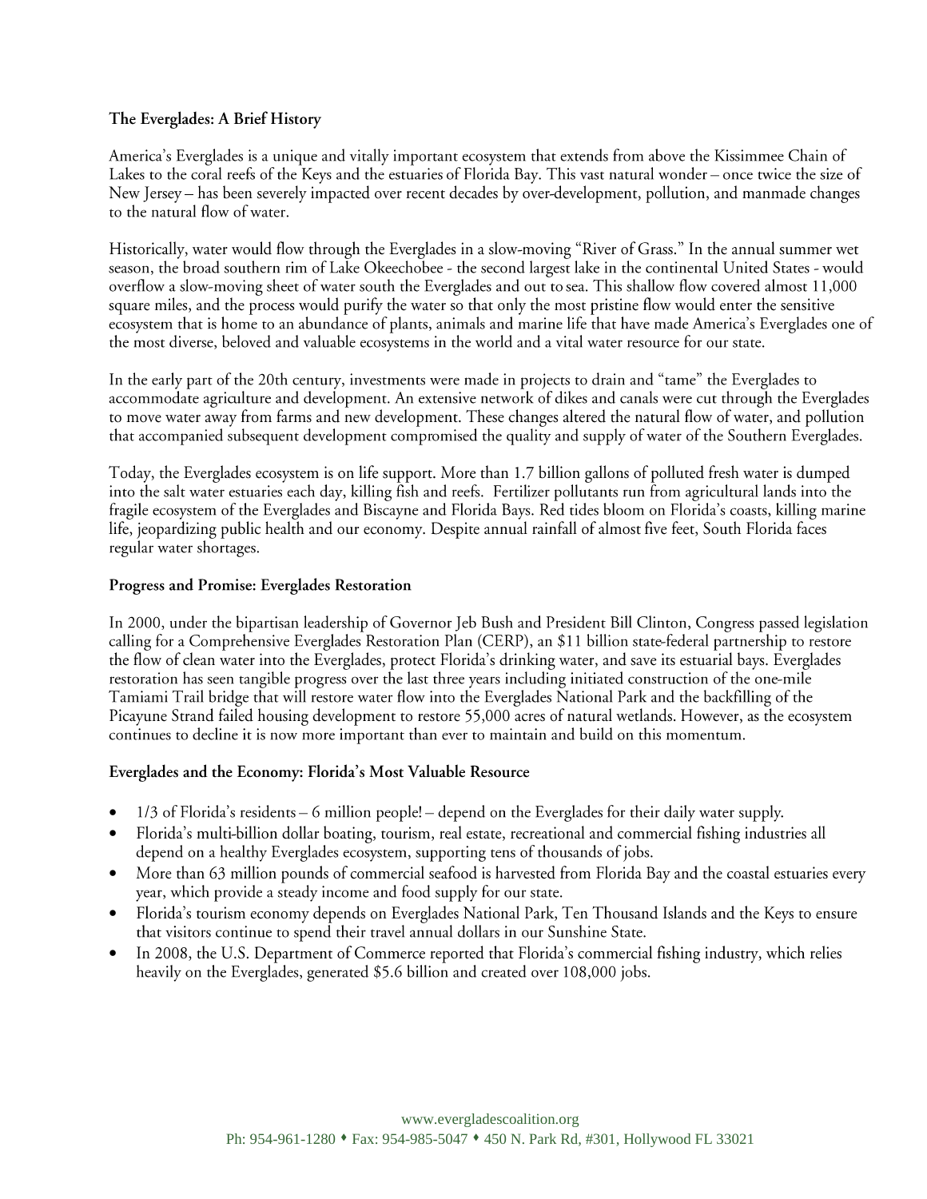## The Everglades: A Brief History

America's Everglades is a unique and vitally important ecosystem that extends from above the Kissimmee Chain of Lakes to the coral reefs of the Keys and the estuaries of Florida Bay. This vast natural wonder – once twice the size of New Jersey – has been severely impacted over recent decades by over-development, pollution, and manmade changes to the natural flow of water.

Historically, water would flow through the Everglades in a slow-moving "River of Grass." In the annual summer wet season, the broad southern rim of Lake Okeechobee - the second largest lake in the continental United States - would overflow a slow-moving sheet of water south the Everglades and out to sea. This shallow flow covered almost 11,000 square miles, and the process would purify the water so that only the most pristine flow would enter the sensitive ecosystem that is home to an abundance of plants, animals and marine life that have made America's Everglades one of the most diverse, beloved and valuable ecosystems in the world and a vital water resource for our state.

In the early part of the 20th century, investments were made in projects to drain and "tame" the Everglades to accommodate agriculture and development. An extensive network of dikes and canals were cut through the Everglades to move water away from farms and new development. These changes altered the natural flow of water, and pollution that accompanied subsequent development compromised the quality and supply of water of the Southern Everglades.

Today, the Everglades ecosystem is on life support. More than 1.7 billion gallons of polluted fresh water is dumped into the salt water estuaries each day, killing fish and reefs. Fertilizer pollutants run from agricultural lands into the fragile ecosystem of the Everglades and Biscayne and Florida Bays. Red tides bloom on Florida's coasts, killing marine life, jeopardizing public health and our economy. Despite annual rainfall of almost five feet, South Florida faces regular water shortages.

## Progress and Promise: Everglades Restoration

In 2000, under the bipartisan leadership of Governor Jeb Bush and President Bill Clinton, Congress passed legislation calling for a Comprehensive Everglades Restoration Plan (CERP), an $11 billion state-federal partnership to restore the flow of clean water into the Everglades, protect Florida's drinking water, and save its estuarial bays. Everglades restoration has seen tangible progress over the last three years including initiated construction of the one-mile Tamiami Trail bridge that will restore water flow into the Everglades National Park and the backfilling of the Picayune Strand failed housing development to restore 55,000 acres of natural wetlands. However, as the ecosystem continues to decline it is now more important than ever to maintain and build on this momentum.

## Everglades and the Economy: Florida's Most Valuable Resource

- 1/3 of Florida's residents – 6 million people! – depend on the Everglades for their daily water supply.
- Florida's multi-billion dollar boating, tourism, real estate, recreational and commercial fishing industries all depend on a healthy Everglades ecosystem, supporting tens of thousands of jobs.
- More than 63 million pounds of commercial seafood is harvested from Florida Bay and the coastal estuaries every year, which provide a steady income and food supply for our state.
- Florida's tourism economy depends on Everglades National Park, Ten Thousand Islands and the Keys to ensure that visitors continue to spend their travel annual dollars in our Sunshine State.
- In 2008, the U.S. Department of Commerce reported that Florida's commercial fishing industry, which relies heavily on the Everglades, generated $5.6 billion and created over 108,000 jobs.

www.evergladescoalition.org

Ph: 954-961-1280 ♦ Fax: 954-985-5047 ♦ 450 N. Park Rd, #301, Hollywood FL 33021